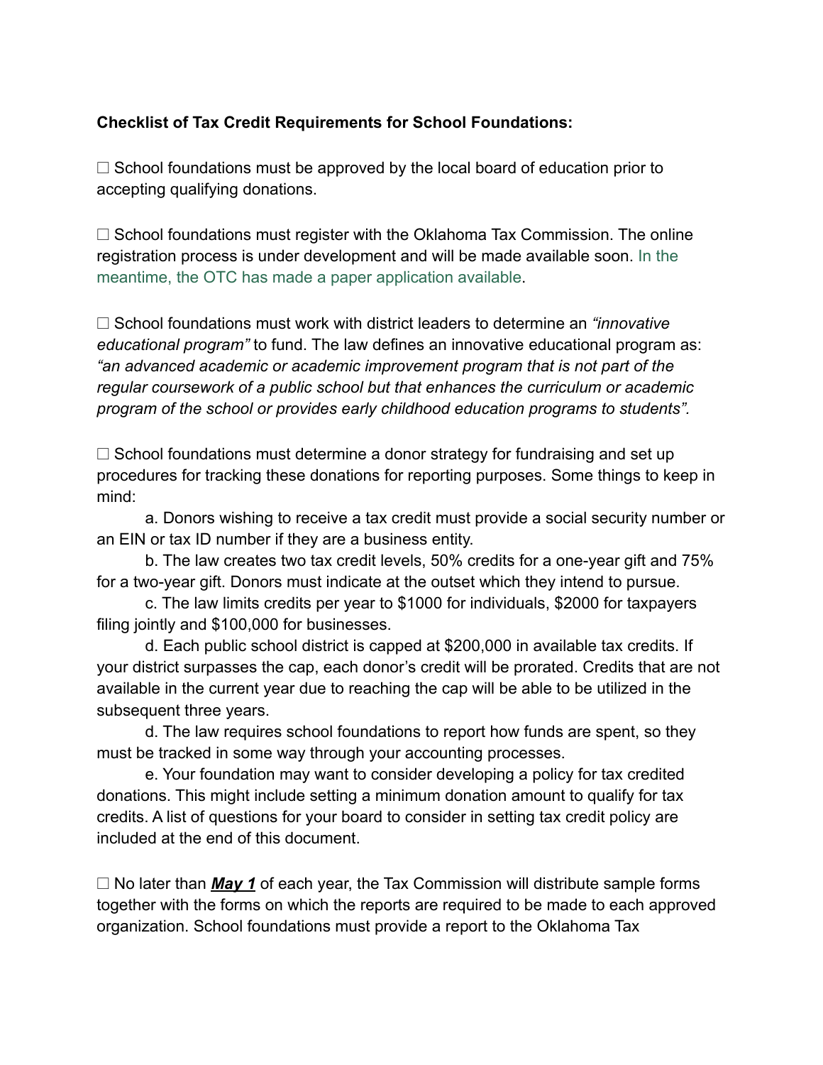**Checklist of Tax Credit Requirements for School Foundations:**

☐ School foundations must be approved by the local board of education prior to accepting qualifying donations.

☐ School foundations must register with the Oklahoma Tax Commission. The online registration process is under development and will be made available soon. In the meantime, the OTC has made a paper application available.

☐ School foundations must work with district leaders to determine an *"innovative educational program"* to fund. The law defines an innovative educational program as: *"an advanced academic or academic improvement program that is not part of the regular coursework of a public school but that enhances the curriculum or academic program of the school or provides early childhood education programs to students".*

☐ School foundations must determine a donor strategy for fundraising and set up procedures for tracking these donations for reporting purposes. Some things to keep in mind:

a. Donors wishing to receive a tax credit must provide a social security number or an EIN or tax ID number if they are a business entity.

b. The law creates two tax credit levels, 50% credits for a one-year gift and 75% for a two-year gift. Donors must indicate at the outset which they intend to pursue.

c. The law limits credits per year to $1000 for individuals, $2000 for taxpayers filing jointly and $100,000 for businesses.

d. Each public school district is capped at $200,000 in available tax credits. If your district surpasses the cap, each donor's credit will be prorated. Credits that are not available in the current year due to reaching the cap will be able to be utilized in the subsequent three years.

d. The law requires school foundations to report how funds are spent, so they must be tracked in some way through your accounting processes.

e. Your foundation may want to consider developing a policy for tax credited donations. This might include setting a minimum donation amount to qualify for tax credits. A list of questions for your board to consider in setting tax credit policy are included at the end of this document.

☐ No later than ***May 1*** of each year, the Tax Commission will distribute sample forms together with the forms on which the reports are required to be made to each approved organization. School foundations must provide a report to the Oklahoma Tax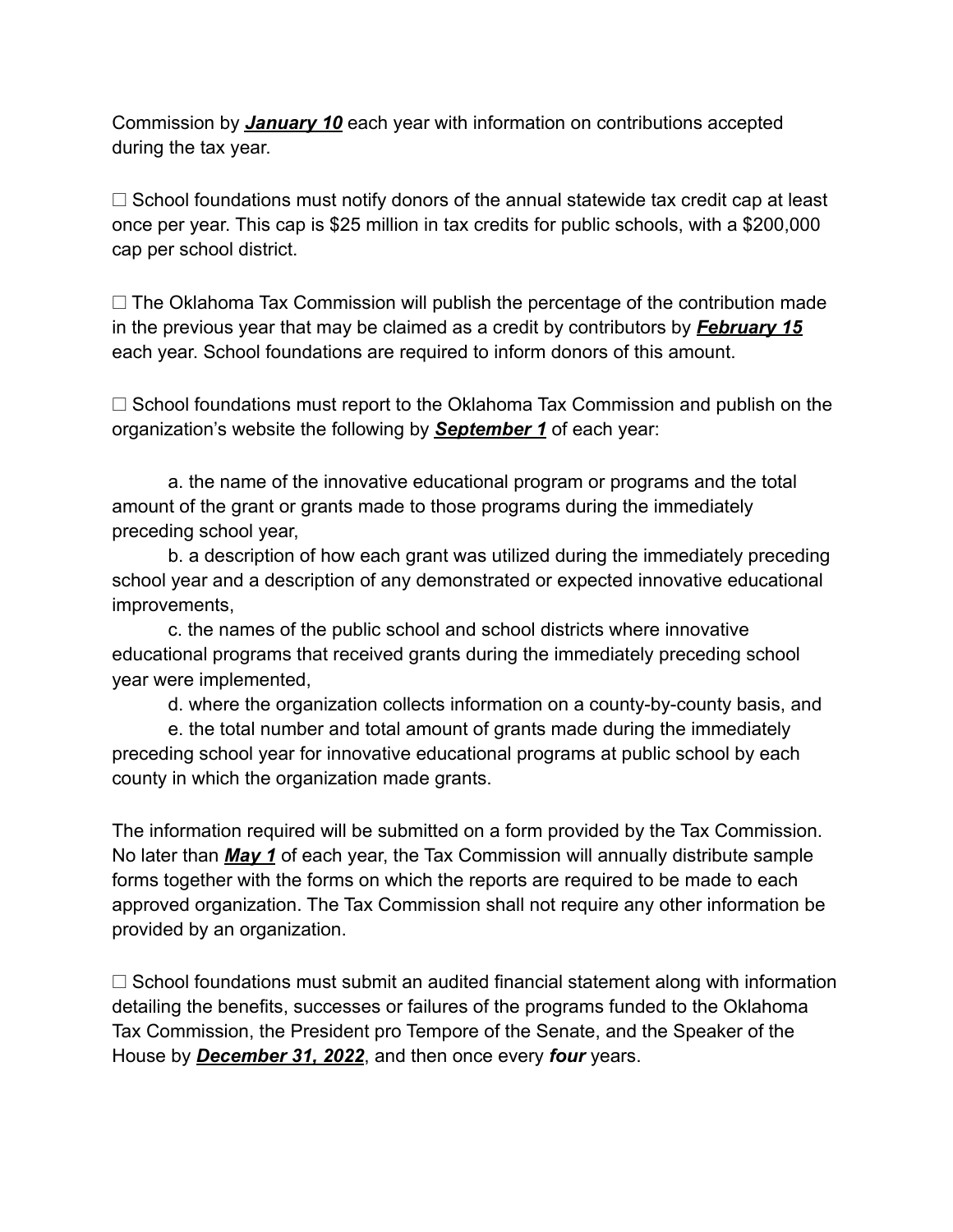Commission by ***<u>January 10</u>*** each year with information on contributions accepted during the tax year.

☐ School foundations must notify donors of the annual statewide tax credit cap at least once per year. This cap is $25 million in tax credits for public schools, with a $200,000 cap per school district.

☐ The Oklahoma Tax Commission will publish the percentage of the contribution made in the previous year that may be claimed as a credit by contributors by ***<u>February 15</u>*** each year. School foundations are required to inform donors of this amount.

☐ School foundations must report to the Oklahoma Tax Commission and publish on the organization's website the following by ***<u>September 1</u>*** of each year:

a. the name of the innovative educational program or programs and the total amount of the grant or grants made to those programs during the immediately preceding school year,

b. a description of how each grant was utilized during the immediately preceding school year and a description of any demonstrated or expected innovative educational improvements,

c. the names of the public school and school districts where innovative educational programs that received grants during the immediately preceding school year were implemented,

d. where the organization collects information on a county-by-county basis, and

e. the total number and total amount of grants made during the immediately preceding school year for innovative educational programs at public school by each county in which the organization made grants.

The information required will be submitted on a form provided by the Tax Commission. No later than ***<u>May 1</u>*** of each year, the Tax Commission will annually distribute sample forms together with the forms on which the reports are required to be made to each approved organization. The Tax Commission shall not require any other information be provided by an organization.

☐ School foundations must submit an audited financial statement along with information detailing the benefits, successes or failures of the programs funded to the Oklahoma Tax Commission, the President pro Tempore of the Senate, and the Speaker of the House by ***<u>December 31, 2022</u>***, and then once every ***four*** years.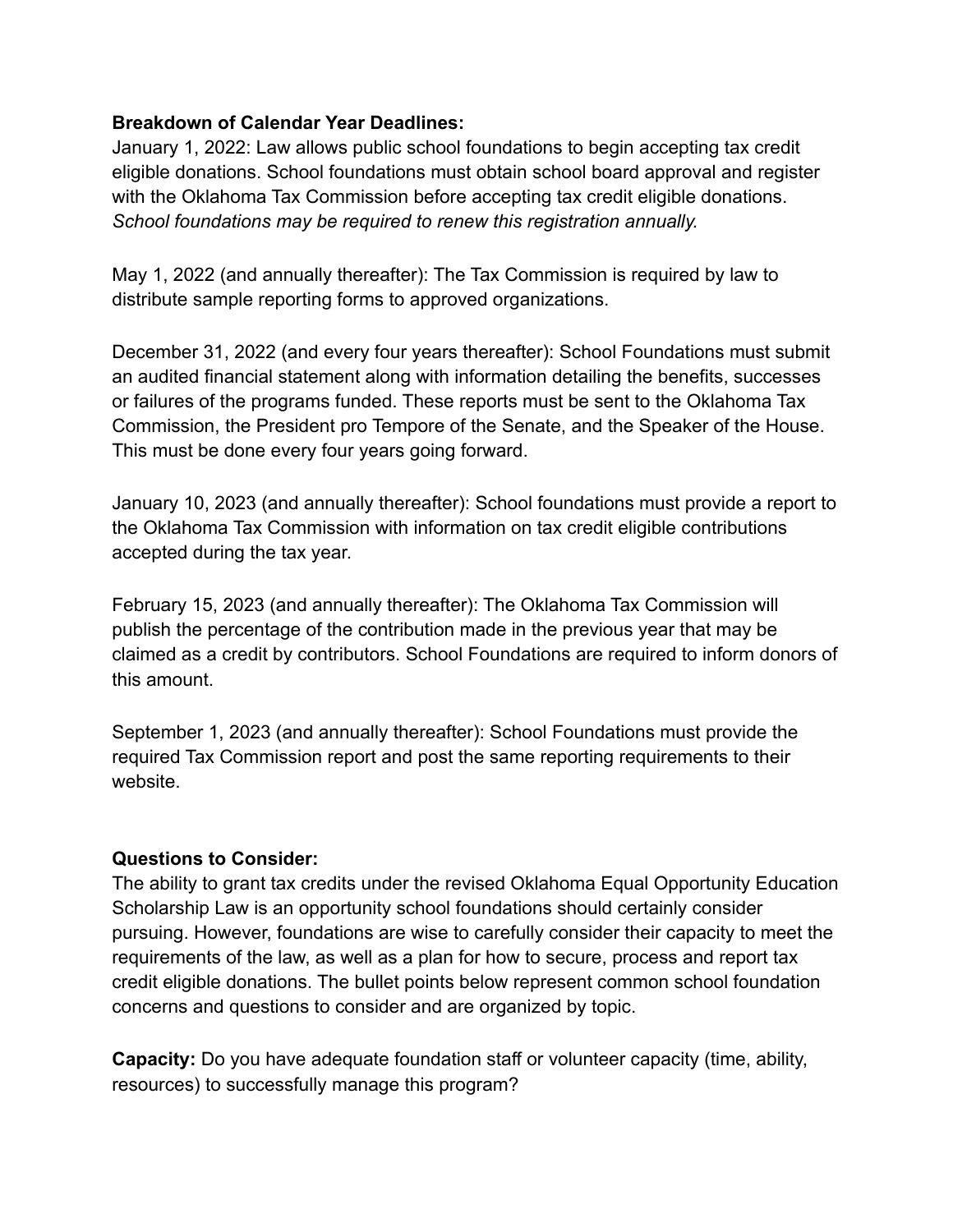**Breakdown of Calendar Year Deadlines:**

January 1, 2022: Law allows public school foundations to begin accepting tax credit eligible donations. School foundations must obtain school board approval and register with the Oklahoma Tax Commission before accepting tax credit eligible donations. *School foundations may be required to renew this registration annually.*

May 1, 2022 (and annually thereafter): The Tax Commission is required by law to distribute sample reporting forms to approved organizations.

December 31, 2022 (and every four years thereafter): School Foundations must submit an audited financial statement along with information detailing the benefits, successes or failures of the programs funded. These reports must be sent to the Oklahoma Tax Commission, the President pro Tempore of the Senate, and the Speaker of the House. This must be done every four years going forward.

January 10, 2023 (and annually thereafter): School foundations must provide a report to the Oklahoma Tax Commission with information on tax credit eligible contributions accepted during the tax year.

February 15, 2023 (and annually thereafter): The Oklahoma Tax Commission will publish the percentage of the contribution made in the previous year that may be claimed as a credit by contributors. School Foundations are required to inform donors of this amount.

September 1, 2023 (and annually thereafter): School Foundations must provide the required Tax Commission report and post the same reporting requirements to their website.

**Questions to Consider:**

The ability to grant tax credits under the revised Oklahoma Equal Opportunity Education Scholarship Law is an opportunity school foundations should certainly consider pursuing. However, foundations are wise to carefully consider their capacity to meet the requirements of the law, as well as a plan for how to secure, process and report tax credit eligible donations. The bullet points below represent common school foundation concerns and questions to consider and are organized by topic.

**Capacity:** Do you have adequate foundation staff or volunteer capacity (time, ability, resources) to successfully manage this program?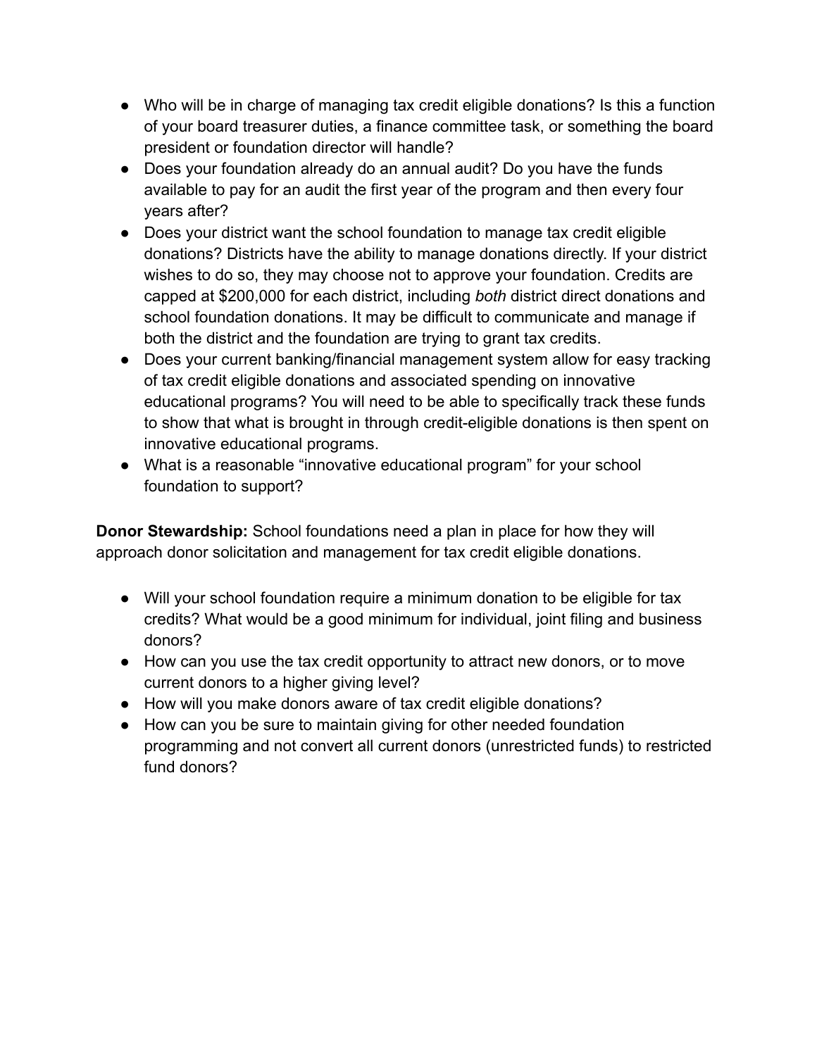- Who will be in charge of managing tax credit eligible donations? Is this a function of your board treasurer duties, a finance committee task, or something the board president or foundation director will handle?
- Does your foundation already do an annual audit? Do you have the funds available to pay for an audit the first year of the program and then every four years after?
- Does your district want the school foundation to manage tax credit eligible donations? Districts have the ability to manage donations directly. If your district wishes to do so, they may choose not to approve your foundation. Credits are capped at $200,000 for each district, including *both* district direct donations and school foundation donations. It may be difficult to communicate and manage if both the district and the foundation are trying to grant tax credits.
- Does your current banking/financial management system allow for easy tracking of tax credit eligible donations and associated spending on innovative educational programs? You will need to be able to specifically track these funds to show that what is brought in through credit-eligible donations is then spent on innovative educational programs.
- What is a reasonable "innovative educational program" for your school foundation to support?

**Donor Stewardship:** School foundations need a plan in place for how they will approach donor solicitation and management for tax credit eligible donations.

- Will your school foundation require a minimum donation to be eligible for tax credits? What would be a good minimum for individual, joint filing and business donors?
- How can you use the tax credit opportunity to attract new donors, or to move current donors to a higher giving level?
- How will you make donors aware of tax credit eligible donations?
- How can you be sure to maintain giving for other needed foundation programming and not convert all current donors (unrestricted funds) to restricted fund donors?